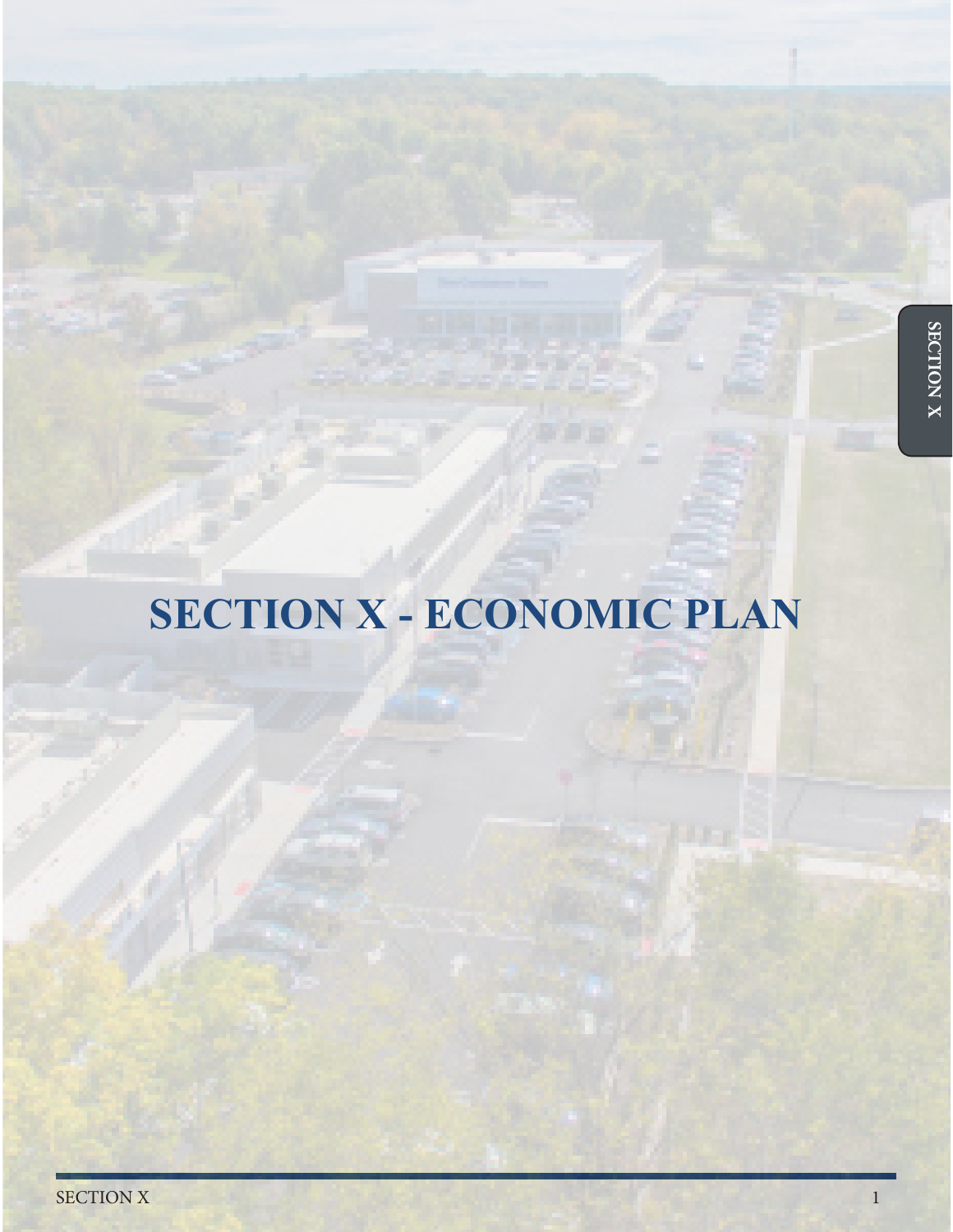# SECTION X - ECONOMIC PLAN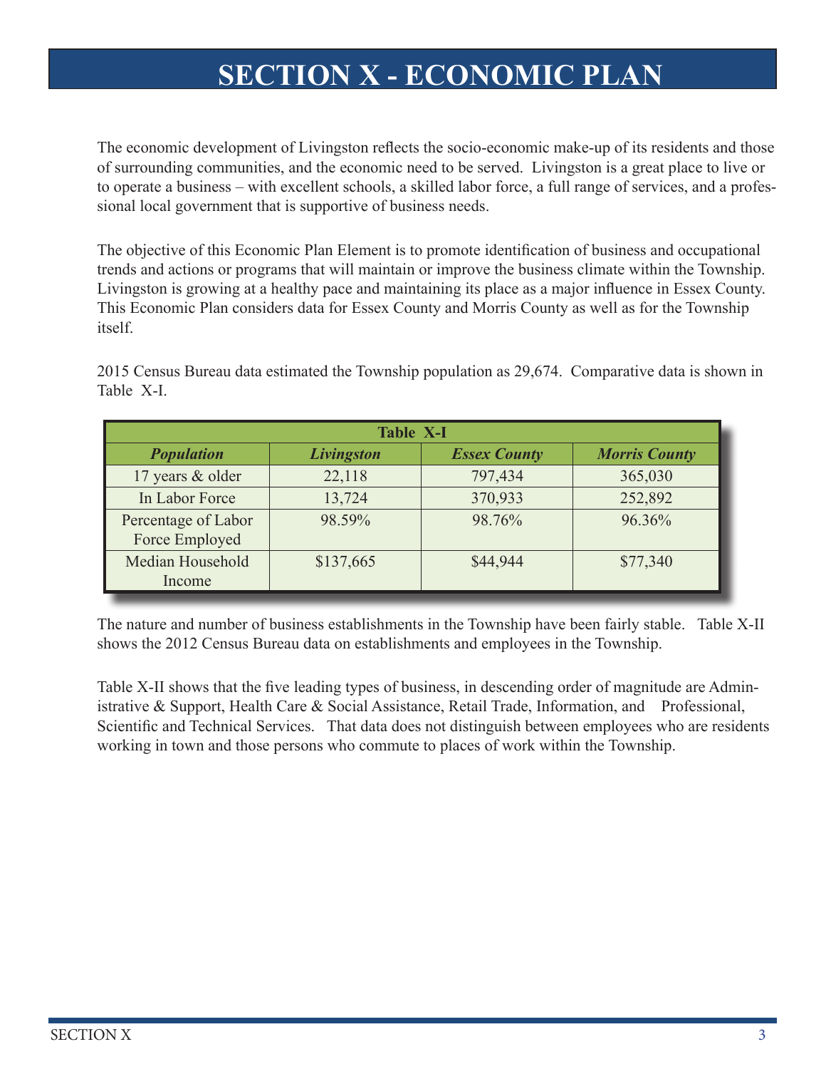# SECTION X - ECONOMIC PLAN

The economic development of Livingston reflects the socio-economic make-up of its residents and those of surrounding communities, and the economic need to be served. Livingston is a great place to live or to operate a business – with excellent schools, a skilled labor force, a full range of services, and a professional local government that is supportive of business needs.

The objective of this Economic Plan Element is to promote identification of business and occupational trends and actions or programs that will maintain or improve the business climate within the Township. Livingston is growing at a healthy pace and maintaining its place as a major influence in Essex County. This Economic Plan considers data for Essex County and Morris County as well as for the Township itself.

2015 Census Bureau data estimated the Township population as 29,674. Comparative data is shown in Table X-I.

| Table X-I | | | |
|---|---|---|---|
| ***Population*** | ***Livingston*** | ***Essex County*** | ***Morris County*** |
| 17 years & older | 22,118 | 797,434 | 365,030 |
| In Labor Force | 13,724 | 370,933 | 252,892 |
| Percentage of Labor Force Employed | 98.59% | 98.76% | 96.36% |
| Median Household Income | $137,665 | $44,944 | $77,340 |

The nature and number of business establishments in the Township have been fairly stable. Table X-II shows the 2012 Census Bureau data on establishments and employees in the Township.

Table X-II shows that the five leading types of business, in descending order of magnitude are Administrative & Support, Health Care & Social Assistance, Retail Trade, Information, and Professional, Scientific and Technical Services. That data does not distinguish between employees who are residents working in town and those persons who commute to places of work within the Township.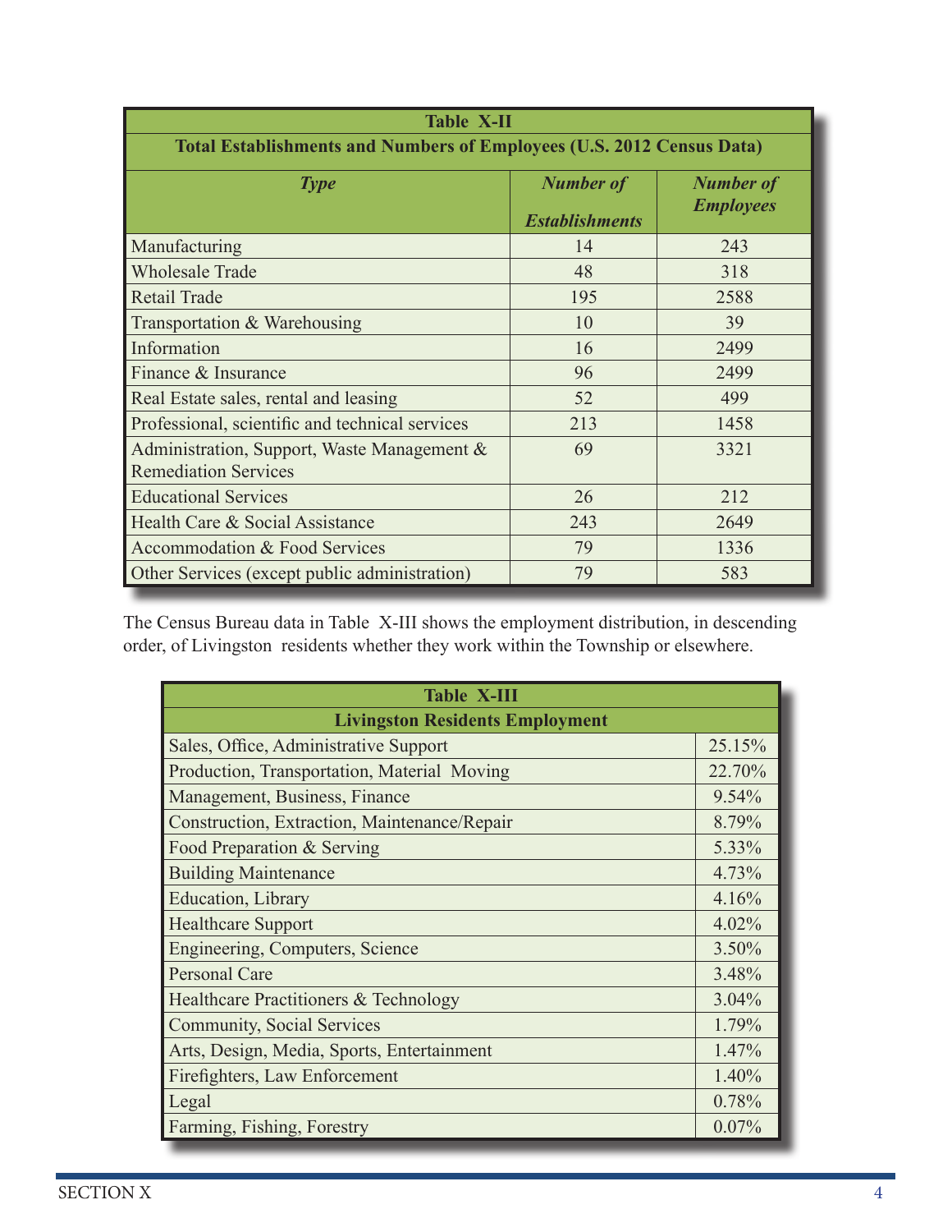| Table X-II | | |
|---|---|---|
| **Total Establishments and Numbers of Employees (U.S. 2012 Census Data)** | | |
| ***Type*** | ***Number of Establishments*** | ***Number of Employees*** |
| Manufacturing | 14 | 243 |
| Wholesale Trade | 48 | 318 |
| Retail Trade | 195 | 2588 |
| Transportation & Warehousing | 10 | 39 |
| Information | 16 | 2499 |
| Finance & Insurance | 96 | 2499 |
| Real Estate sales, rental and leasing | 52 | 499 |
| Professional, scientific and technical services | 213 | 1458 |
| Administration, Support, Waste Management & Remediation Services | 69 | 3321 |
| Educational Services | 26 | 212 |
| Health Care & Social Assistance | 243 | 2649 |
| Accommodation & Food Services | 79 | 1336 |
| Other Services (except public administration) | 79 | 583 |

The Census Bureau data in Table X-III shows the employment distribution, in descending order, of Livingston residents whether they work within the Township or elsewhere.

| Table X-III | |
|---|---|
| **Livingston Residents Employment** | |
| Sales, Office, Administrative Support | 25.15% |
| Production, Transportation, Material Moving | 22.70% |
| Management, Business, Finance | 9.54% |
| Construction, Extraction, Maintenance/Repair | 8.79% |
| Food Preparation & Serving | 5.33% |
| Building Maintenance | 4.73% |
| Education, Library | 4.16% |
| Healthcare Support | 4.02% |
| Engineering, Computers, Science | 3.50% |
| Personal Care | 3.48% |
| Healthcare Practitioners & Technology | 3.04% |
| Community, Social Services | 1.79% |
| Arts, Design, Media, Sports, Entertainment | 1.47% |
| Firefighters, Law Enforcement | 1.40% |
| Legal | 0.78% |
| Farming, Fishing, Forestry | 0.07% |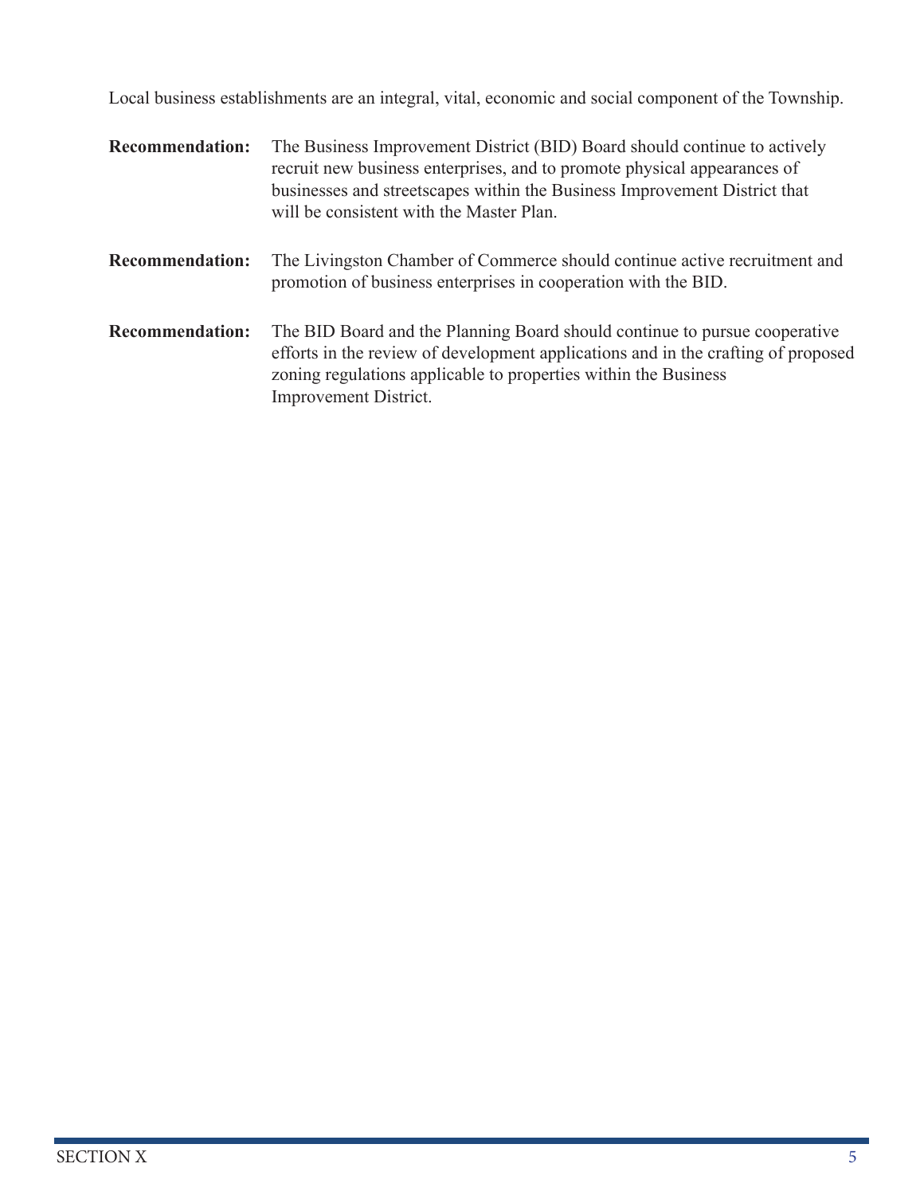Local business establishments are an integral, vital, economic and social component of the Township.

**Recommendation:** The Business Improvement District (BID) Board should continue to actively recruit new business enterprises, and to promote physical appearances of businesses and streetscapes within the Business Improvement District that will be consistent with the Master Plan.

**Recommendation:** The Livingston Chamber of Commerce should continue active recruitment and promotion of business enterprises in cooperation with the BID.

**Recommendation:** The BID Board and the Planning Board should continue to pursue cooperative efforts in the review of development applications and in the crafting of proposed zoning regulations applicable to properties within the Business Improvement District.